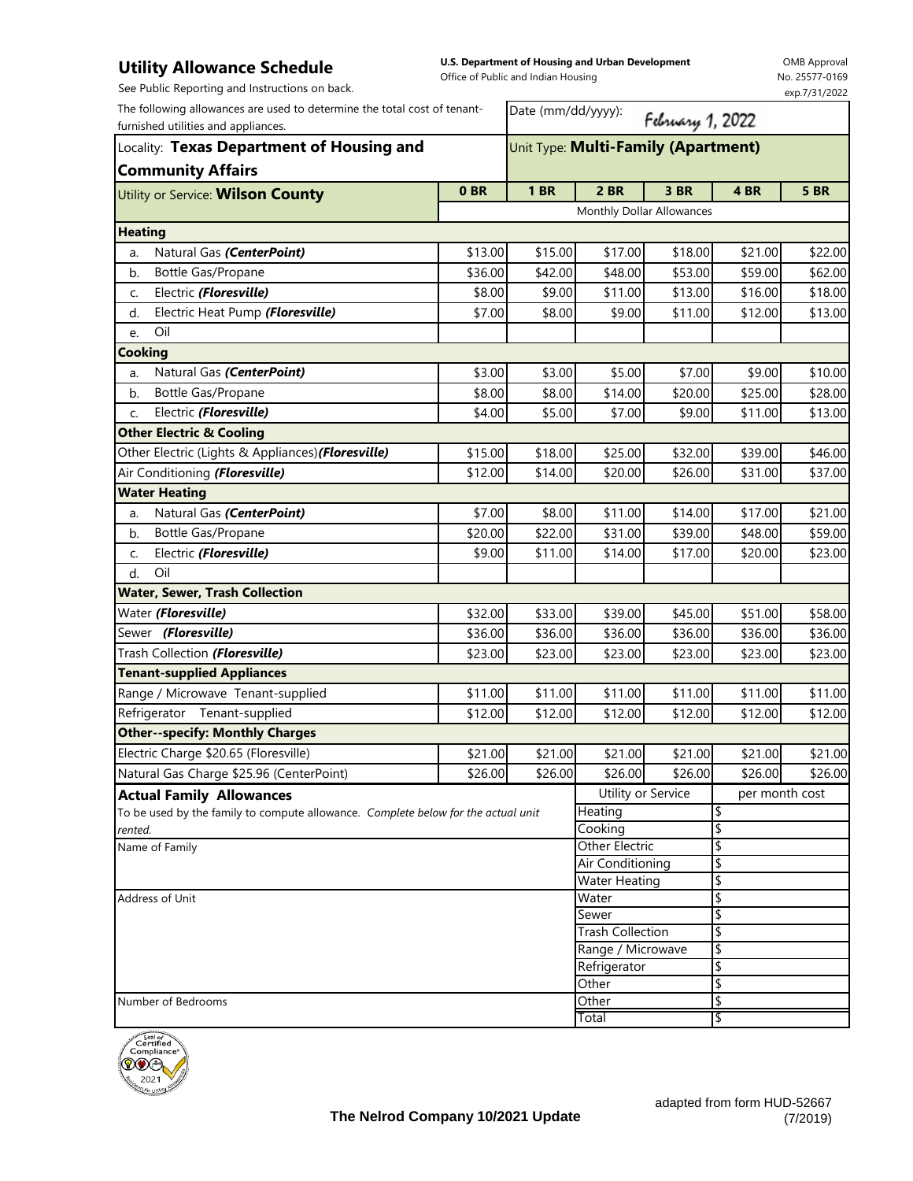# Utility Allowance Schedule

See Public Reporting and Instructions on back.

**U.S. Department of Housing and Urban Development**
Office of Public and Indian Housing

OMB Approval No. 25577-0169 exp.7/31/2022

The following allowances are used to determine the total cost of tenant-furnished utilities and appliances.

Date (mm/dd/yyyy): February 1, 2022

Locality: **Texas Department of Housing and Community Affairs**

Unit Type: **Multi-Family (Apartment)**

| Utility or Service: **Wilson County** | 0 BR | 1 BR | 2 BR | 3 BR | 4 BR | 5 BR |
|---|---|---|---|---|---|---|
| | Monthly Dollar Allowances | | | | | |
| **Heating** | | | | | | |
| a. Natural Gas ***(CenterPoint)*** | $13.00 | $15.00 | $17.00 | $18.00 | $21.00 | $22.00 |
| b. Bottle Gas/Propane | $36.00 | $42.00 | $48.00 | $53.00 | $59.00 | $62.00 |
| c. Electric ***(Floresville)*** | $8.00 | $9.00 | $11.00 | $13.00 | $16.00 | $18.00 |
| d. Electric Heat Pump ***(Floresville)*** | $7.00 | $8.00 | $9.00 | $11.00 | $12.00 | $13.00 |
| e. Oil | | | | | | |
| **Cooking** | | | | | | |
| a. Natural Gas ***(CenterPoint)*** | $3.00 | $3.00 | $5.00 | $7.00 | $9.00 | $10.00 |
| b. Bottle Gas/Propane | $8.00 | $8.00 | $14.00 | $20.00 | $25.00 | $28.00 |
| c. Electric ***(Floresville)*** | $4.00 | $5.00 | $7.00 | $9.00 | $11.00 | $13.00 |
| **Other Electric & Cooling** | | | | | | |
| Other Electric (Lights & Appliances) ***(Floresville)*** | $15.00 | $18.00 | $25.00 | $32.00 | $39.00 | $46.00 |
| Air Conditioning ***(Floresville)*** | $12.00 | $14.00 | $20.00 | $26.00 | $31.00 | $37.00 |
| **Water Heating** | | | | | | |
| a. Natural Gas ***(CenterPoint)*** | $7.00 | $8.00 | $11.00 | $14.00 | $17.00 | $21.00 |
| b. Bottle Gas/Propane | $20.00 | $22.00 | $31.00 | $39.00 | $48.00 | $59.00 |
| c. Electric ***(Floresville)*** | $9.00 | $11.00 | $14.00 | $17.00 | $20.00 | $23.00 |
| d. Oil | | | | | | |
| **Water, Sewer, Trash Collection** | | | | | | |
| Water ***(Floresville)*** | $32.00 | $33.00 | $39.00 | $45.00 | $51.00 | $58.00 |
| Sewer ***(Floresville)*** | $36.00 | $36.00 | $36.00 | $36.00 | $36.00 | $36.00 |
| Trash Collection ***(Floresville)*** | $23.00 | $23.00 | $23.00 | $23.00 | $23.00 | $23.00 |
| **Tenant-supplied Appliances** | | | | | | |
| Range / Microwave Tenant-supplied | $11.00 | $11.00 | $11.00 | $11.00 | $11.00 | $11.00 |
| Refrigerator Tenant-supplied | $12.00 | $12.00 | $12.00 | $12.00 | $12.00 | $12.00 |
| **Other--specify: Monthly Charges** | | | | | | |
| Electric Charge $20.65 (Floresville) | $21.00 | $21.00 | $21.00 | $21.00 | $21.00 | $21.00 |
| Natural Gas Charge $25.96 (CenterPoint) | $26.00 | $26.00 | $26.00 | $26.00 | $26.00 | $26.00 |

## Actual Family Allowances

To be used by the family to compute allowance. *Complete below for the actual unit rented.*

Name of Family

Address of Unit

Number of Bedrooms

| Utility or Service | per month cost |
|---|---|
| Heating | $ |
| Cooking | $ |
| Other Electric | $ |
| Air Conditioning | $ |
| Water Heating | $ |
| Water | $ |
| Sewer | $ |
| Trash Collection | $ |
| Range / Microwave | $ |
| Refrigerator | $ |
| Other | $ |
| Other | $ |
| Total | $ |

Seal of Certified Compliance 2021

**The Nelrod Company 10/2021 Update**

adapted from form HUD-52667 (7/2019)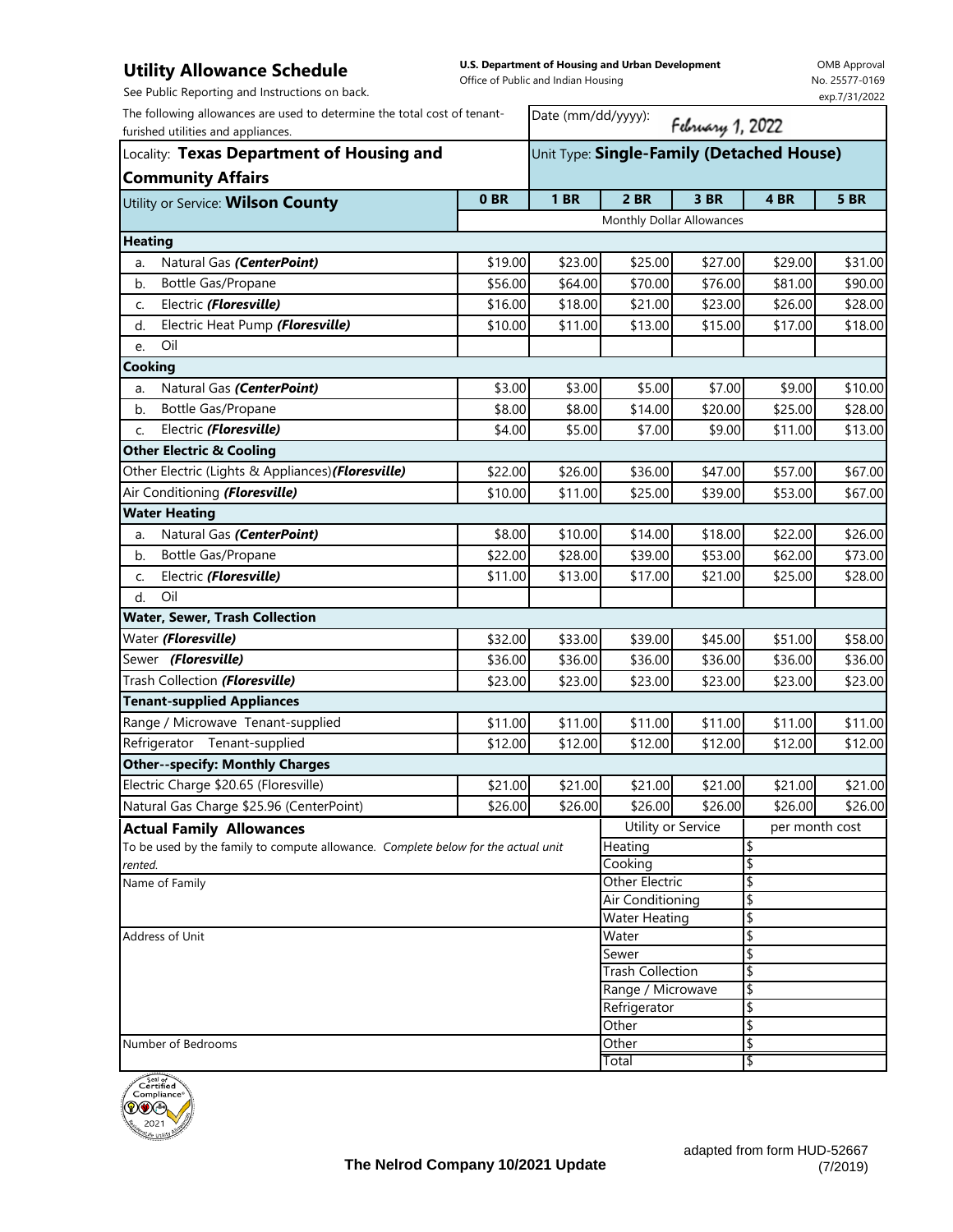## Utility Allowance Schedule

See Public Reporting and Instructions on back.

**U.S. Department of Housing and Urban Development**
Office of Public and Indian Housing

OMB Approval
No. 25577-0169
exp.7/31/2022

The following allowances are used to determine the total cost of tenant-furnished utilities and appliances.

Date (mm/dd/yyyy): February 1, 2022

Locality: **Texas Department of Housing and Community Affairs**

Unit Type: **Single-Family (Detached House)**

| Utility or Service: **Wilson County** | 0 BR | 1 BR | 2 BR | 3 BR | 4 BR | 5 BR |
|---|---|---|---|---|---|---|
| | Monthly Dollar Allowances | | | | | |
| **Heating** | | | | | | |
| a. Natural Gas ***(CenterPoint)*** | $19.00 | $23.00 | $25.00 | $27.00 | $29.00 | $31.00 |
| b. Bottle Gas/Propane | $56.00 | $64.00 | $70.00 | $76.00 | $81.00 | $90.00 |
| c. Electric ***(Floresville)*** | $16.00 | $18.00 | $21.00 | $23.00 | $26.00 | $28.00 |
| d. Electric Heat Pump ***(Floresville)*** | $10.00 | $11.00 | $13.00 | $15.00 | $17.00 | $18.00 |
| e. Oil | | | | | | |
| **Cooking** | | | | | | |
| a. Natural Gas ***(CenterPoint)*** | $3.00 | $3.00 | $5.00 | $7.00 | $9.00 | $10.00 |
| b. Bottle Gas/Propane | $8.00 | $8.00 | $14.00 | $20.00 | $25.00 | $28.00 |
| c. Electric ***(Floresville)*** | $4.00 | $5.00 | $7.00 | $9.00 | $11.00 | $13.00 |
| **Other Electric & Cooling** | | | | | | |
| Other Electric (Lights & Appliances)***(Floresville)*** | $22.00 | $26.00 | $36.00 | $47.00 | $57.00 | $67.00 |
| Air Conditioning ***(Floresville)*** | $10.00 | $11.00 | $25.00 | $39.00 | $53.00 | $67.00 |
| **Water Heating** | | | | | | |
| a. Natural Gas ***(CenterPoint)*** | $8.00 | $10.00 | $14.00 | $18.00 | $22.00 | $26.00 |
| b. Bottle Gas/Propane | $22.00 | $28.00 | $39.00 | $53.00 | $62.00 | $73.00 |
| c. Electric ***(Floresville)*** | $11.00 | $13.00 | $17.00 | $21.00 | $25.00 | $28.00 |
| d. Oil | | | | | | |
| **Water, Sewer, Trash Collection** | | | | | | |
| Water ***(Floresville)*** | $32.00 | $33.00 | $39.00 | $45.00 | $51.00 | $58.00 |
| Sewer ***(Floresville)*** | $36.00 | $36.00 | $36.00 | $36.00 | $36.00 | $36.00 |
| Trash Collection ***(Floresville)*** | $23.00 | $23.00 | $23.00 | $23.00 | $23.00 | $23.00 |
| **Tenant-supplied Appliances** | | | | | | |
| Range / Microwave Tenant-supplied | $11.00 | $11.00 | $11.00 | $11.00 | $11.00 | $11.00 |
| Refrigerator Tenant-supplied | $12.00 | $12.00 | $12.00 | $12.00 | $12.00 | $12.00 |
| **Other--specify: Monthly Charges** | | | | | | |
| Electric Charge $20.65 (Floresville) | $21.00 | $21.00 | $21.00 | $21.00 | $21.00 | $21.00 |
| Natural Gas Charge $25.96 (CenterPoint) | $26.00 | $26.00 | $26.00 | $26.00 | $26.00 | $26.00 |

**Actual Family Allowances**

To be used by the family to compute allowance. *Complete below for the actual unit rented.*

Name of Family

Address of Unit

Number of Bedrooms

| Utility or Service | per month cost |
|---|---|
| Heating | $ |
| Cooking | $ |
| Other Electric | $ |
| Air Conditioning | $ |
| Water Heating | $ |
| Water | $ |
| Sewer | $ |
| Trash Collection | $ |
| Range / Microwave | $ |
| Refrigerator | $ |
| Other | $ |
| Other | $ |
| Total | $ |

Seal of Certified Compliance 2021

**The Nelrod Company 10/2021 Update**

adapted from form HUD-52667 (7/2019)